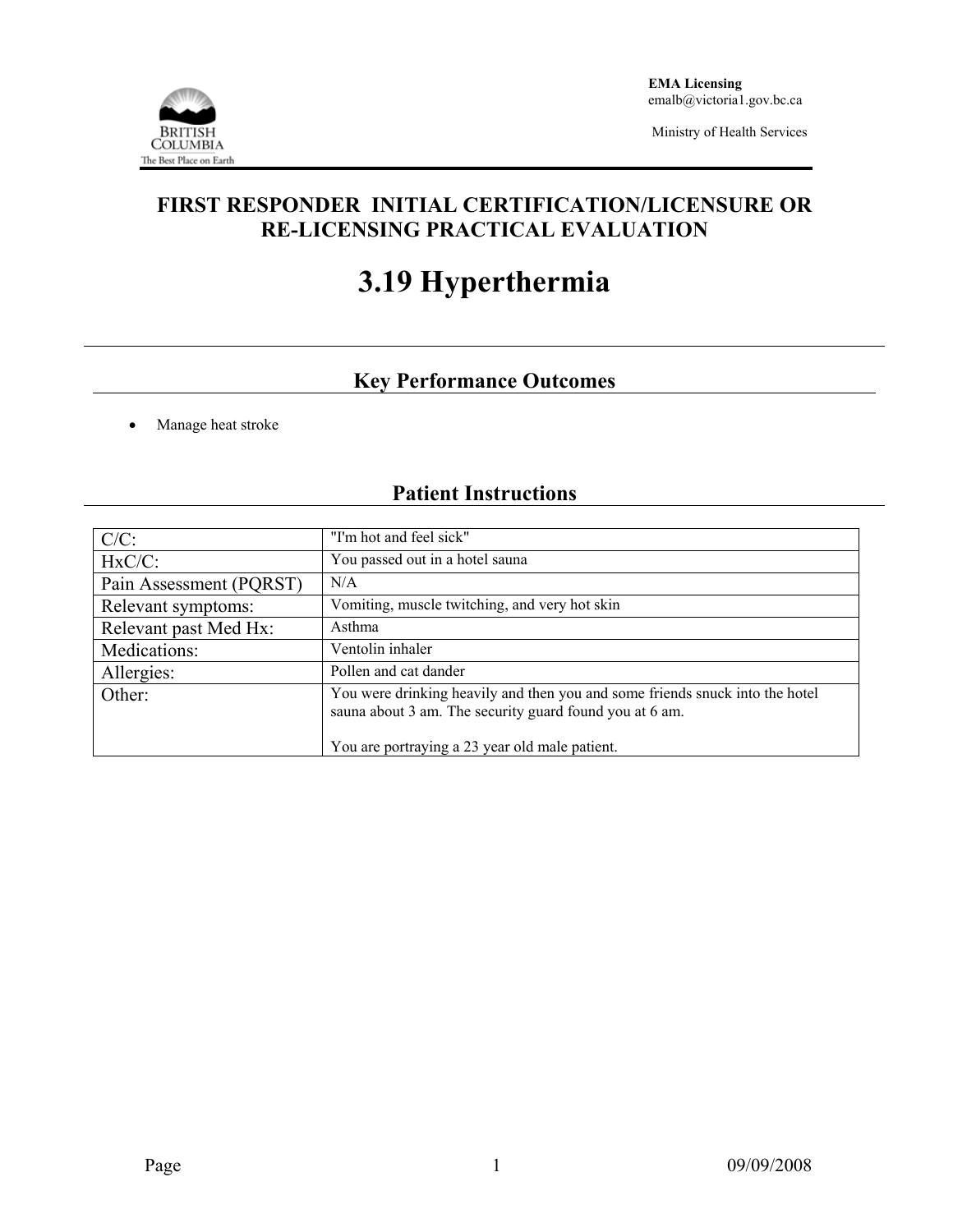**EMA Licensing**
emalb@victoria1.gov.bc.ca

Ministry of Health Services

# FIRST RESPONDER INITIAL CERTIFICATION/LICENSURE OR RE-LICENSING PRACTICAL EVALUATION

# 3.19 Hyperthermia

## Key Performance Outcomes

- Manage heat stroke

## Patient Instructions

| | |
|---|---|
| C/C: | "I'm hot and feel sick" |
| HxC/C: | You passed out in a hotel sauna |
| Pain Assessment (PQRST) | N/A |
| Relevant symptoms: | Vomiting, muscle twitching, and very hot skin |
| Relevant past Med Hx: | Asthma |
| Medications: | Ventolin inhaler |
| Allergies: | Pollen and cat dander |
| Other: | You were drinking heavily and then you and some friends snuck into the hotel sauna about 3 am. The security guard found you at 6 am.<br><br>You are portraying a 23 year old male patient. |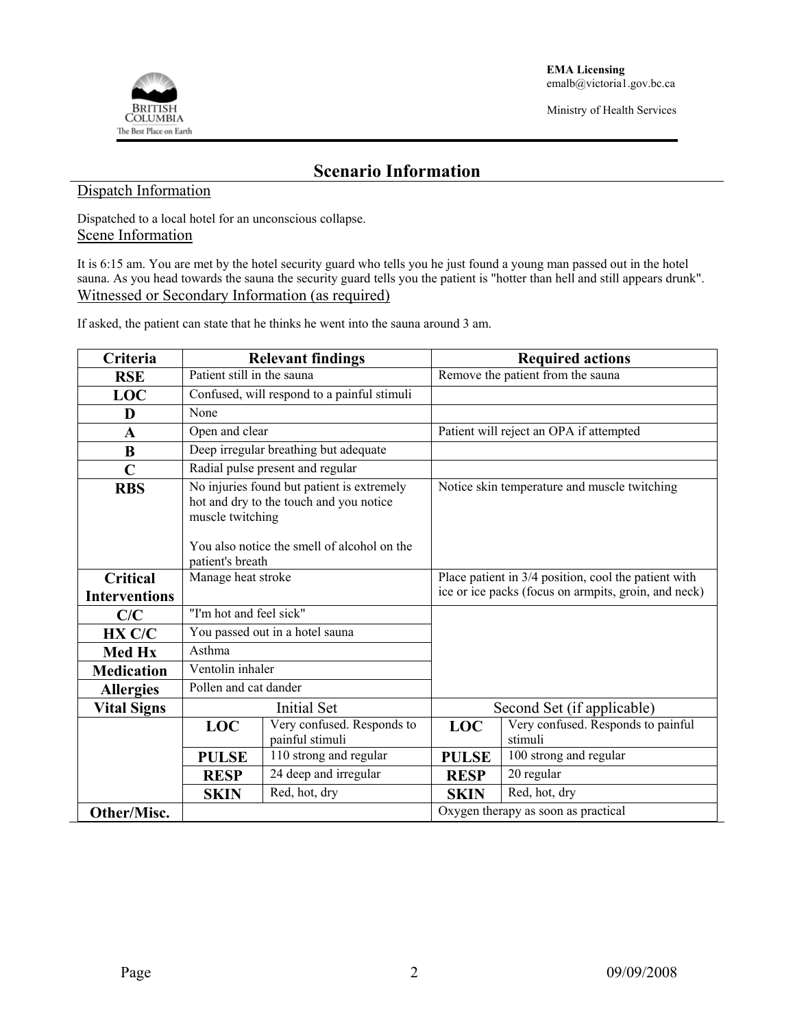EMA Licensing
emalb@victoria1.gov.bc.ca

Ministry of Health Services

## Scenario Information

### Dispatch Information

Dispatched to a local hotel for an unconscious collapse.

### Scene Information

It is 6:15 am. You are met by the hotel security guard who tells you he just found a young man passed out in the hotel sauna. As you head towards the sauna the security guard tells you the patient is "hotter than hell and still appears drunk".

### Witnessed or Secondary Information (as required)

If asked, the patient can state that he thinks he went into the sauna around 3 am.

| Criteria | Relevant findings | | Required actions | |
|---|---|---|---|---|
| **RSE** | Patient still in the sauna | | Remove the patient from the sauna | |
| **LOC** | Confused, will respond to a painful stimuli | | | |
| **D** | None | | | |
| **A** | Open and clear | | Patient will reject an OPA if attempted | |
| **B** | Deep irregular breathing but adequate | | | |
| **C** | Radial pulse present and regular | | | |
| **RBS** | No injuries found but patient is extremely hot and dry to the touch and you notice muscle twitching<br><br>You also notice the smell of alcohol on the patient's breath | | Notice skin temperature and muscle twitching | |
| **Critical Interventions** | Manage heat stroke | | Place patient in 3/4 position, cool the patient with ice or ice packs (focus on armpits, groin, and neck) | |
| **C/C** | "I'm hot and feel sick" | | | |
| **HX C/C** | You passed out in a hotel sauna | | | |
| **Med Hx** | Asthma | | | |
| **Medication** | Ventolin inhaler | | | |
| **Allergies** | Pollen and cat dander | | | |
| **Vital Signs** | Initial Set | | Second Set (if applicable) | |
| | **LOC** | Very confused. Responds to painful stimuli | **LOC** | Very confused. Responds to painful stimuli |
| | **PULSE** | 110 strong and regular | **PULSE** | 100 strong and regular |
| | **RESP** | 24 deep and irregular | **RESP** | 20 regular |
| | **SKIN** | Red, hot, dry | **SKIN** | Red, hot, dry |
| **Other/Misc.** | | | Oxygen therapy as soon as practical | |

09/09/2008